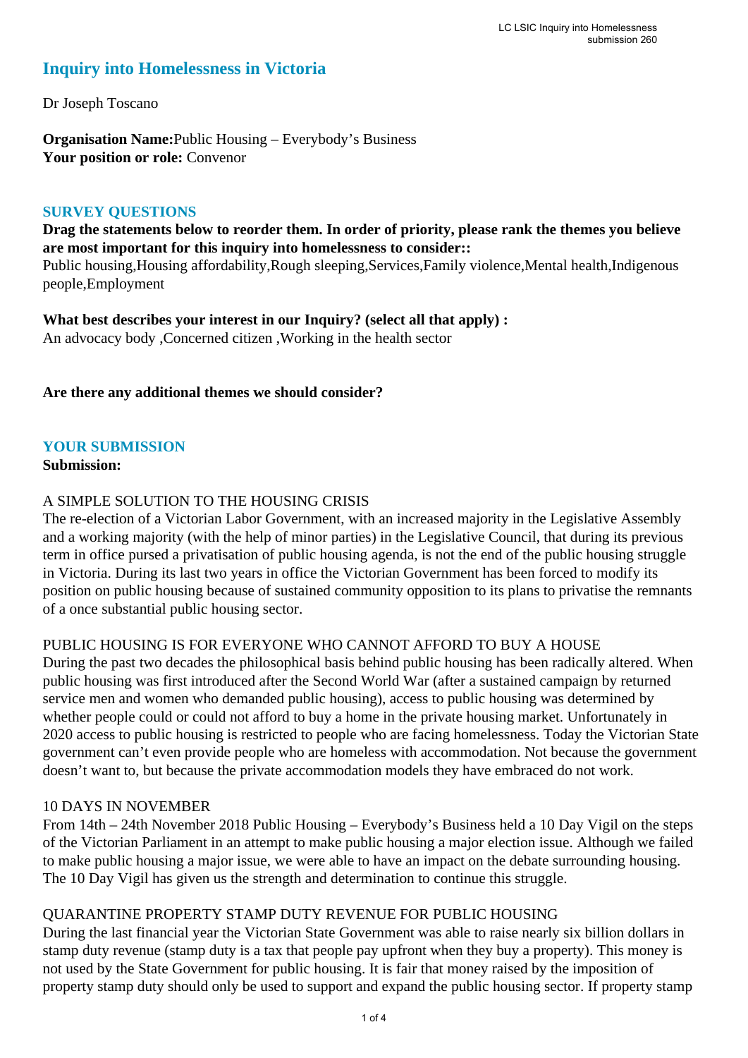# Inquiry into Homelessness in Victoria

Dr Joseph Toscano

**Organisation Name:** Public Housing – Everybody's Business
**Your position or role:** Convenor

## SURVEY QUESTIONS

**Drag the statements below to reorder them. In order of priority, please rank the themes you believe are most important for this inquiry into homelessness to consider::**
Public housing,Housing affordability,Rough sleeping,Services,Family violence,Mental health,Indigenous people,Employment

**What best describes your interest in our Inquiry? (select all that apply) :**
An advocacy body ,Concerned citizen ,Working in the health sector

**Are there any additional themes we should consider?**

## YOUR SUBMISSION

**Submission:**

A SIMPLE SOLUTION TO THE HOUSING CRISIS
The re-election of a Victorian Labor Government, with an increased majority in the Legislative Assembly and a working majority (with the help of minor parties) in the Legislative Council, that during its previous term in office pursed a privatisation of public housing agenda, is not the end of the public housing struggle in Victoria. During its last two years in office the Victorian Government has been forced to modify its position on public housing because of sustained community opposition to its plans to privatise the remnants of a once substantial public housing sector.

PUBLIC HOUSING IS FOR EVERYONE WHO CANNOT AFFORD TO BUY A HOUSE
During the past two decades the philosophical basis behind public housing has been radically altered. When public housing was first introduced after the Second World War (after a sustained campaign by returned service men and women who demanded public housing), access to public housing was determined by whether people could or could not afford to buy a home in the private housing market. Unfortunately in 2020 access to public housing is restricted to people who are facing homelessness. Today the Victorian State government can't even provide people who are homeless with accommodation. Not because the government doesn't want to, but because the private accommodation models they have embraced do not work.

10 DAYS IN NOVEMBER
From 14th – 24th November 2018 Public Housing – Everybody's Business held a 10 Day Vigil on the steps of the Victorian Parliament in an attempt to make public housing a major election issue. Although we failed to make public housing a major issue, we were able to have an impact on the debate surrounding housing. The 10 Day Vigil has given us the strength and determination to continue this struggle.

QUARANTINE PROPERTY STAMP DUTY REVENUE FOR PUBLIC HOUSING
During the last financial year the Victorian State Government was able to raise nearly six billion dollars in stamp duty revenue (stamp duty is a tax that people pay upfront when they buy a property). This money is not used by the State Government for public housing. It is fair that money raised by the imposition of property stamp duty should only be used to support and expand the public housing sector. If property stamp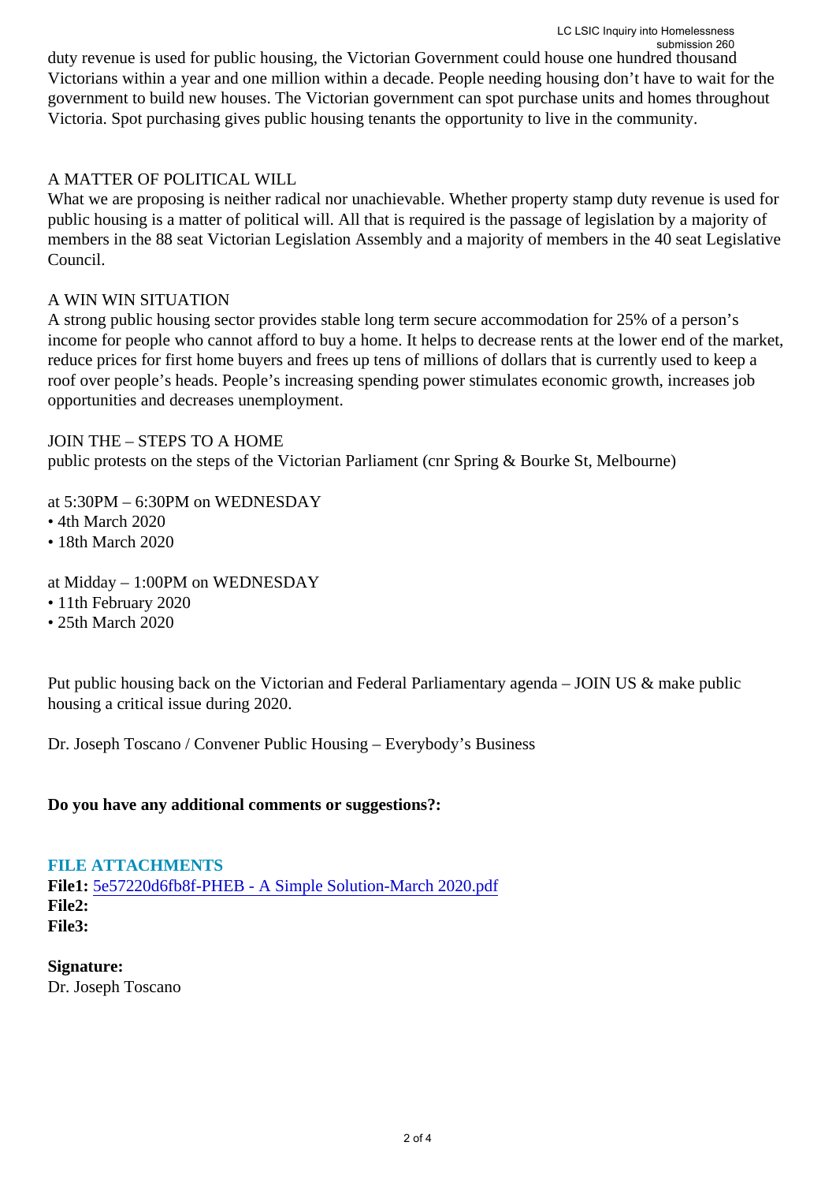duty revenue is used for public housing, the Victorian Government could house one hundred thousand Victorians within a year and one million within a decade. People needing housing don't have to wait for the government to build new houses. The Victorian government can spot purchase units and homes throughout Victoria. Spot purchasing gives public housing tenants the opportunity to live in the community.

A MATTER OF POLITICAL WILL
What we are proposing is neither radical nor unachievable. Whether property stamp duty revenue is used for public housing is a matter of political will. All that is required is the passage of legislation by a majority of members in the 88 seat Victorian Legislation Assembly and a majority of members in the 40 seat Legislative Council.

A WIN WIN SITUATION
A strong public housing sector provides stable long term secure accommodation for 25% of a person's income for people who cannot afford to buy a home. It helps to decrease rents at the lower end of the market, reduce prices for first home buyers and frees up tens of millions of dollars that is currently used to keep a roof over people's heads. People's increasing spending power stimulates economic growth, increases job opportunities and decreases unemployment.

JOIN THE – STEPS TO A HOME
public protests on the steps of the Victorian Parliament (cnr Spring & Bourke St, Melbourne)

at 5:30PM – 6:30PM on WEDNESDAY
• 4th March 2020
• 18th March 2020

at Midday – 1:00PM on WEDNESDAY
• 11th February 2020
• 25th March 2020

Put public housing back on the Victorian and Federal Parliamentary agenda – JOIN US & make public housing a critical issue during 2020.

Dr. Joseph Toscano / Convener Public Housing – Everybody's Business

**Do you have any additional comments or suggestions?:**

## FILE ATTACHMENTS

**File1:** 5e57220d6fb8f-PHEB - A Simple Solution-March 2020.pdf
**File2:**
**File3:**

**Signature:**
Dr. Joseph Toscano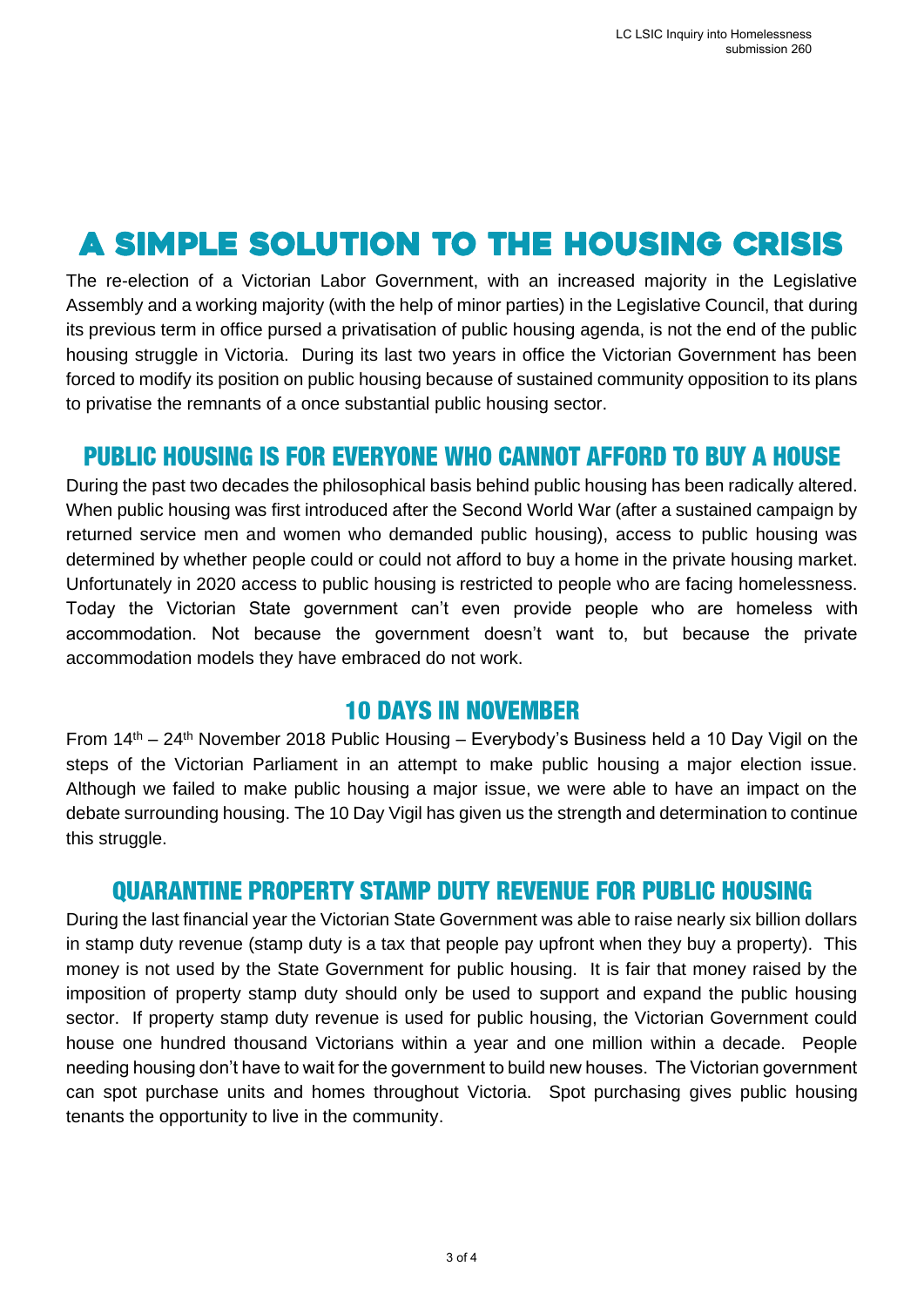# A SIMPLE SOLUTION TO THE HOUSING CRISIS

The re-election of a Victorian Labor Government, with an increased majority in the Legislative Assembly and a working majority (with the help of minor parties) in the Legislative Council, that during its previous term in office pursed a privatisation of public housing agenda, is not the end of the public housing struggle in Victoria. During its last two years in office the Victorian Government has been forced to modify its position on public housing because of sustained community opposition to its plans to privatise the remnants of a once substantial public housing sector.

## PUBLIC HOUSING IS FOR EVERYONE WHO CANNOT AFFORD TO BUY A HOUSE

During the past two decades the philosophical basis behind public housing has been radically altered. When public housing was first introduced after the Second World War (after a sustained campaign by returned service men and women who demanded public housing), access to public housing was determined by whether people could or could not afford to buy a home in the private housing market. Unfortunately in 2020 access to public housing is restricted to people who are facing homelessness. Today the Victorian State government can't even provide people who are homeless with accommodation. Not because the government doesn't want to, but because the private accommodation models they have embraced do not work.

## 10 DAYS IN NOVEMBER

From 14th – 24th November 2018 Public Housing – Everybody's Business held a 10 Day Vigil on the steps of the Victorian Parliament in an attempt to make public housing a major election issue. Although we failed to make public housing a major issue, we were able to have an impact on the debate surrounding housing. The 10 Day Vigil has given us the strength and determination to continue this struggle.

## QUARANTINE PROPERTY STAMP DUTY REVENUE FOR PUBLIC HOUSING

During the last financial year the Victorian State Government was able to raise nearly six billion dollars in stamp duty revenue (stamp duty is a tax that people pay upfront when they buy a property). This money is not used by the State Government for public housing. It is fair that money raised by the imposition of property stamp duty should only be used to support and expand the public housing sector. If property stamp duty revenue is used for public housing, the Victorian Government could house one hundred thousand Victorians within a year and one million within a decade. People needing housing don't have to wait for the government to build new houses. The Victorian government can spot purchase units and homes throughout Victoria. Spot purchasing gives public housing tenants the opportunity to live in the community.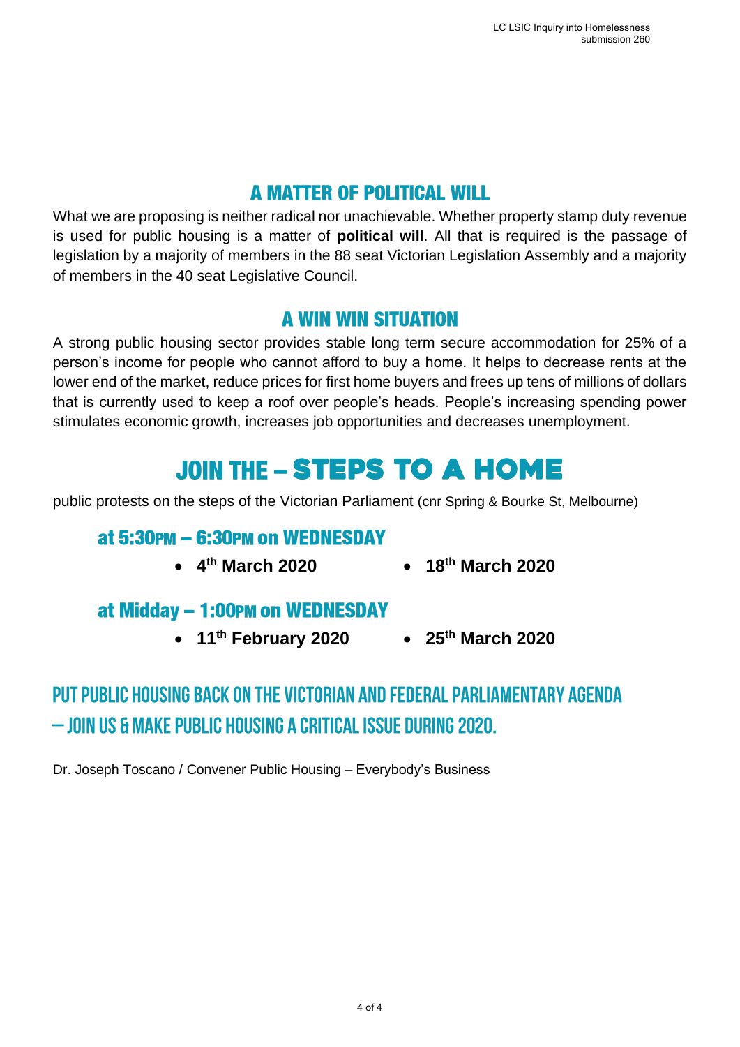## A MATTER OF POLITICAL WILL

What we are proposing is neither radical nor unachievable. Whether property stamp duty revenue is used for public housing is a matter of **political will**. All that is required is the passage of legislation by a majority of members in the 88 seat Victorian Legislation Assembly and a majority of members in the 40 seat Legislative Council.

## A WIN WIN SITUATION

A strong public housing sector provides stable long term secure accommodation for 25% of a person's income for people who cannot afford to buy a home. It helps to decrease rents at the lower end of the market, reduce prices for first home buyers and frees up tens of millions of dollars that is currently used to keep a roof over people's heads. People's increasing spending power stimulates economic growth, increases job opportunities and decreases unemployment.

# JOIN THE – STEPS TO A HOME

public protests on the steps of the Victorian Parliament (cnr Spring & Bourke St, Melbourne)

### at 5:30PM – 6:30PM on WEDNESDAY

- **4th March 2020**
- **18th March 2020**

### at Midday – 1:00PM on WEDNESDAY

- **11th February 2020**
- **25th March 2020**

## PUT PUBLIC HOUSING BACK ON THE VICTORIAN AND FEDERAL PARLIAMENTARY AGENDA – JOIN US & MAKE PUBLIC HOUSING A CRITICAL ISSUE DURING 2020.

Dr. Joseph Toscano / Convener Public Housing – Everybody's Business